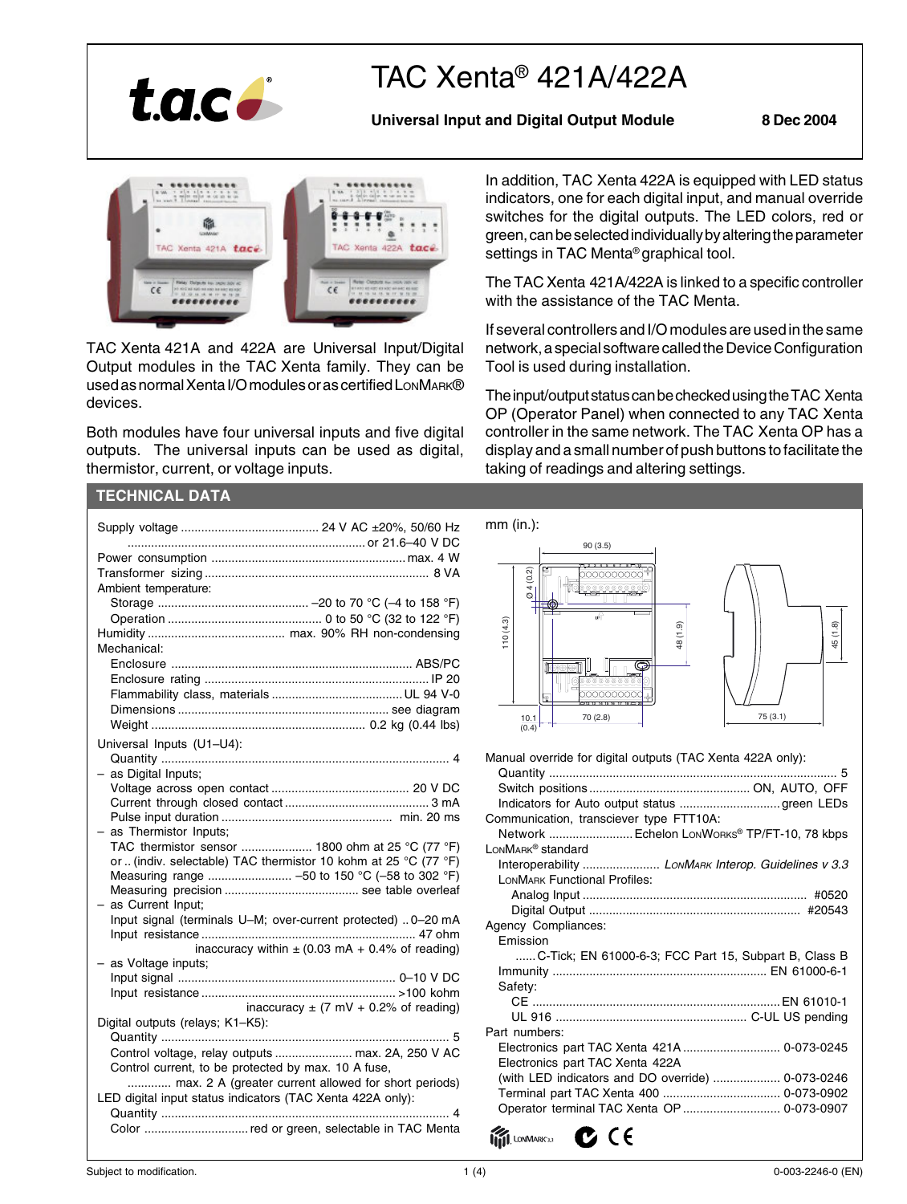# TAC Xenta® 421A/422A

**Universal Input and Digital Output Module** **8 Dec 2004**

TAC Xenta 421A and 422A are Universal Input/Digital Output modules in the TAC Xenta family. They can be used as normal Xenta I/O modules or as certified LonMark® devices.

Both modules have four universal inputs and five digital outputs. The universal inputs can be used as digital, thermistor, current, or voltage inputs.

In addition, TAC Xenta 422A is equipped with LED status indicators, one for each digital input, and manual override switches for the digital outputs. The LED colors, red or green, can be selected individually by altering the parameter settings in TAC Menta® graphical tool.

The TAC Xenta 421A/422A is linked to a specific controller with the assistance of the TAC Menta.

If several controllers and I/O modules are used in the same network, a special software called the Device Configuration Tool is used during installation.

The input/output status can be checked using the TAC Xenta OP (Operator Panel) when connected to any TAC Xenta controller in the same network. The TAC Xenta OP has a display and a small number of push buttons to facilitate the taking of readings and altering settings.

## TECHNICAL DATA

Supply voltage ........................................ 24 V AC ±20%, 50/60 Hz
........................................................................ or 21.6–40 V DC
Power consumption ......................................................... max. 4 W
Transformer sizing .................................................................. 8 VA
Ambient temperature:
- Storage ............................................ –20 to 70 °C (–4 to 158 °F)
- Operation ............................................. 0 to 50 °C (32 to 122 °F)

Humidity ........................................ max. 90% RH non-condensing
Mechanical:
- Enclosure ...................................................................... ABS/PC
- Enclosure rating ................................................................... IP 20
- Flammability class, materials ...................................... UL 94 V-0
- Dimensions ............................................................. see diagram
- Weight ............................................................... 0.2 kg (0.44 lbs)

Universal Inputs (U1–U4):
- Quantity .................................................................................... 4
- as Digital Inputs;
  - Voltage across open contact ......................................... 20 V DC
  - Current through closed contact ........................................... 3 mA
  - Pulse input duration .................................................. min. 20 ms
- as Thermistor Inputs;
  - TAC thermistor sensor ..................... 1800 ohm at 25 °C (77 °F)
  - or .. (indiv. selectable) TAC thermistor 10 kohm at 25 °C (77 °F)
  - Measuring range ......................... –50 to 150 °C (–58 to 302 °F)
  - Measuring precision ....................................... see table overleaf
- as Current Input;
  - Input signal (terminals U–M; over-current protected) .. 0–20 mA
  - Input resistance ............................................................... 47 ohm
  - inaccuracy within ± (0.03 mA + 0.4% of reading)
- as Voltage inputs;
  - Input signal ................................................................ 0–10 V DC
  - Input resistance ........................................................ >100 kohm
  - inaccuracy ± (7 mV + 0.2% of reading)

Digital outputs (relays; K1–K5):
- Quantity .................................................................................... 5
- Control voltage, relay outputs ....................... max. 2A, 250 V AC
- Control current, to be protected by max. 10 A fuse,
  ............. max. 2 A (greater current allowed for short periods)

LED digital input status indicators (TAC Xenta 422A only):
- Quantity .................................................................................... 4
- Color ............................... red or green, selectable in TAC Menta

mm (in.):

90 (3.5) | Ø 4 (0.2) | 110 (4.3) | 48 (1.9) | 10.1 (0.4) | 70 (2.8) | 75 (3.1) | 45 (1.8)

Manual override for digital outputs (TAC Xenta 422A only):
- Quantity .................................................................................... 5
- Switch positions ................................................ ON, AUTO, OFF
- Indicators for Auto output status .............................. green LEDs

Communication, transciever type FTT10A:
- Network ......................... Echelon LonWorks® TP/FT-10, 78 kbps

LonMark® standard
- Interoperability ....................... *LonMark Interop. Guidelines v 3.3*
- LonMark Functional Profiles:
  - Analog Input ............................................................... #0520
  - Digital Output ............................................................ #20543

Agency Compliances:
- Emission
  - ...... C-Tick; EN 61000-6-3; FCC Part 15, Subpart B, Class B
- Immunity ............................................................... EN 61000-6-1
- Safety:
  - CE ........................................................................ EN 61010-1
  - UL 916 ........................................................ C-UL US pending

Part numbers:
- Electronics part TAC Xenta 421A ............................ 0-073-0245
- Electronics part TAC Xenta 422A
- (with LED indicators and DO override) .................... 0-073-0246
- Terminal part TAC Xenta 400 .................................. 0-073-0902
- Operator terminal TAC Xenta OP ............................ 0-073-0907

Subject to modification. 0-003-2246-0 (EN)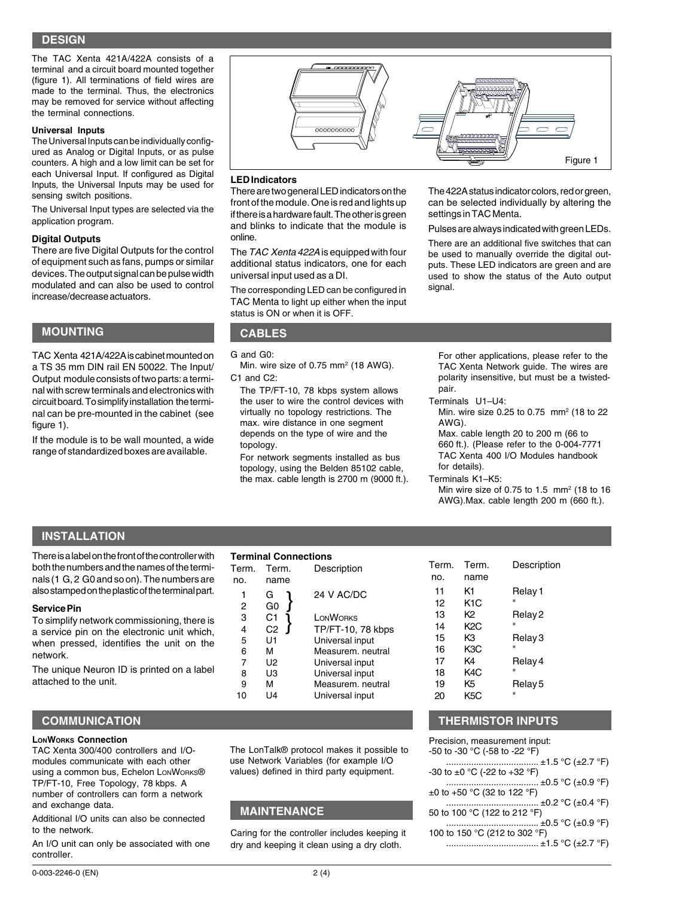## DESIGN

The TAC Xenta 421A/422A consists of a terminal and a circuit board mounted together (figure 1). All terminations of field wires are made to the terminal. Thus, the electronics may be removed for service without affecting the terminal connections.

### Universal Inputs

The Universal Inputs can be individually configured as Analog or Digital Inputs, or as pulse counters. A high and a low limit can be set for each Universal Input. If configured as Digital Inputs, the Universal Inputs may be used for sensing switch positions.

The Universal Input types are selected via the application program.

### Digital Outputs

There are five Digital Outputs for the control of equipment such as fans, pumps or similar devices. The output signal can be pulse width modulated and can also be used to control increase/decrease actuators.

Figure 1

### LED Indicators

There are two general LED indicators on the front of the module. One is red and lights up if there is a hardware fault. The other is green and blinks to indicate that the module is online.

The *TAC Xenta 422A* is equipped with four additional status indicators, one for each universal input used as a DI.

The corresponding LED can be configured in TAC Menta to light up either when the input status is ON or when it is OFF.

The 422A status indicator colors, red or green, can be selected individually by altering the settings in TAC Menta.

Pulses are always indicated with green LEDs.

There are an additional five switches that can be used to manually override the digital outputs. These LED indicators are green and are used to show the status of the Auto output signal.

## MOUNTING

TAC Xenta 421A/422A is cabinet mounted on a TS 35 mm DIN rail EN 50022. The Input/Output module consists of two parts: a terminal with screw terminals and electronics with circuit board. To simplify installation the terminal can be pre-mounted in the cabinet (see figure 1).

If the module is to be wall mounted, a wide range of standardized boxes are available.

## CABLES

G and G0:
Min. wire size of 0.75 mm² (18 AWG).

C1 and C2:
The TP/FT-10, 78 kbps system allows the user to wire the control devices with virtually no topology restrictions. The max. wire distance in one segment depends on the type of wire and the topology.

For network segments installed as bus topology, using the Belden 85102 cable, the max. cable length is 2700 m (9000 ft.).

For other applications, please refer to the TAC Xenta Network guide. The wires are polarity insensitive, but must be a twisted-pair.

Terminals U1–U4:
Min. wire size 0.25 to 0.75 mm² (18 to 22 AWG).
Max. cable length 20 to 200 m (66 to 660 ft.). (Please refer to the 0-004-7771 TAC Xenta 400 I/O Modules handbook for details).

Terminals K1–K5:
Min wire size of 0.75 to 1.5 mm² (18 to 16 AWG).Max. cable length 200 m (660 ft.).

## INSTALLATION

There is a label on the front of the controller with both the numbers and the names of the terminals (1 G, 2 G0 and so on). The numbers are also stamped on the plastic of the terminal part.

### Service Pin

To simplify network commissioning, there is a service pin on the electronic unit which, when pressed, identifies the unit on the network.

The unique Neuron ID is printed on a label attached to the unit.

### Terminal Connections

| Term. no. | Term. name | Description |
|---|---|---|
| 1 | G | 24 V AC/DC |
| 2 | G0 | |
| 3 | C1 | LonWorks |
| 4 | C2 | TP/FT-10, 78 kbps |
| 5 | U1 | Universal input |
| 6 | M | Measurem. neutral |
| 7 | U2 | Universal input |
| 8 | U3 | Universal input |
| 9 | M | Measurem. neutral |
| 10 | U4 | Universal input |

| Term. no. | Term. name | Description |
|---|---|---|
| 11 | K1 | Relay 1 |
| 12 | K1C | " |
| 13 | K2 | Relay 2 |
| 14 | K2C | " |
| 15 | K3 | Relay 3 |
| 16 | K3C | " |
| 17 | K4 | Relay 4 |
| 18 | K4C | " |
| 19 | K5 | Relay 5 |
| 20 | K5C | " |

## COMMUNICATION

### LonWorks Connection

TAC Xenta 300/400 controllers and I/O-modules communicate with each other using a common bus, Echelon LonWorks® TP/FT-10, Free Topology, 78 kbps. A number of controllers can form a network and exchange data.

Additional I/O units can also be connected to the network.

An I/O unit can only be associated with one controller.

The LonTalk® protocol makes it possible to use Network Variables (for example I/O values) defined in third party equipment.

## MAINTENANCE

Caring for the controller includes keeping it dry and keeping it clean using a dry cloth.

## THERMISTOR INPUTS

Precision, measurement input:

- -50 to -30 °C (-58 to -22 °F) ..................................... ±1.5 °C (±2.7 °F)
- -30 to ±0 °C (-22 to +32 °F) ..................................... ±0.5 °C (±0.9 °F)
- ±0 to +50 °C (32 to 122 °F) ..................................... ±0.2 °C (±0.4 °F)
- 50 to 100 °C (122 to 212 °F) ..................................... ±0.5 °C (±0.9 °F)
- 100 to 150 °C (212 to 302 °F) ..................................... ±1.5 °C (±2.7 °F)

0-003-2246-0 (EN)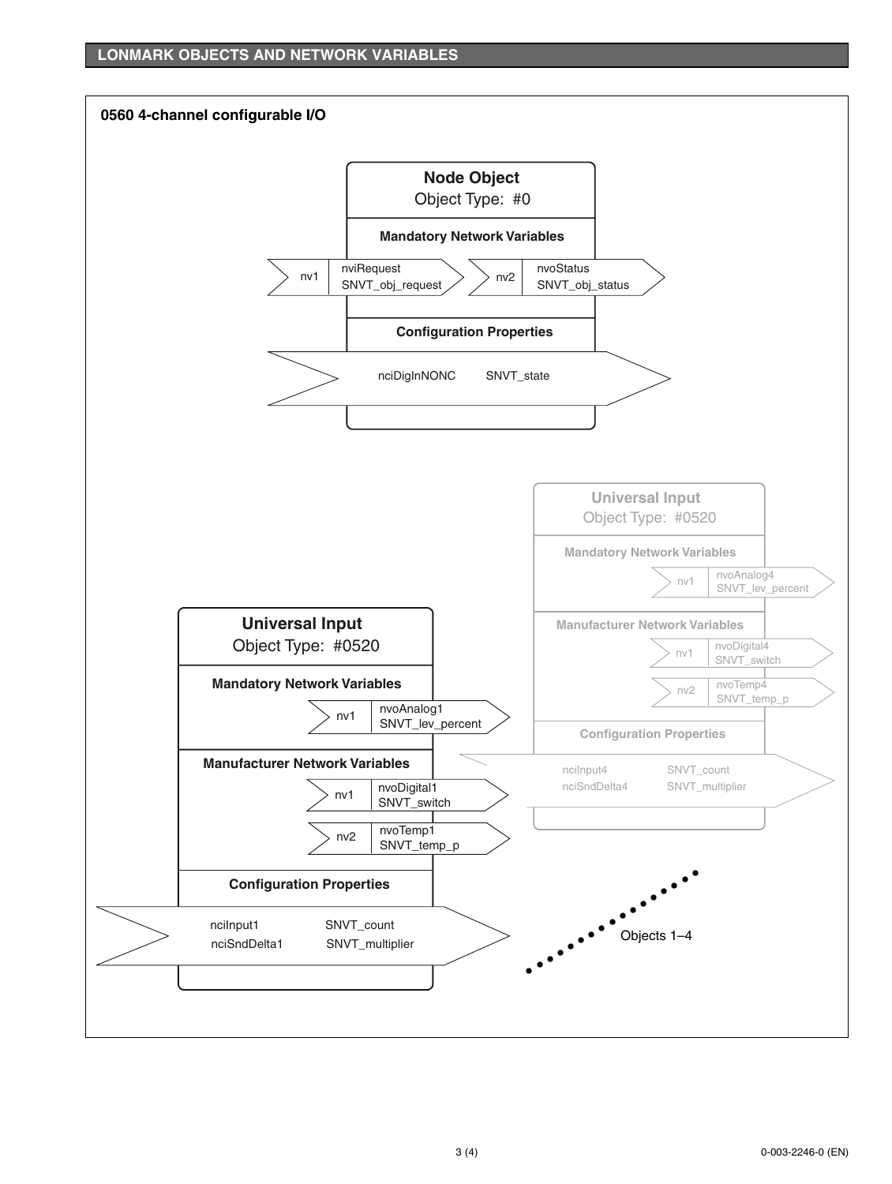## LONMARK OBJECTS AND NETWORK VARIABLES

### 0560 4-channel configurable I/O

**Node Object**
Object Type: #0

**Mandatory Network Variables**

| nv | Name | Type |
|---|---|---|
| nv1 | nviRequest | SNVT_obj_request |
| nv2 | nvoStatus | SNVT_obj_status |

**Configuration Properties**

| Name | Type |
|---|---|
| nciDigInNONC | SNVT_state |

**Universal Input**
Object Type: #0520

**Mandatory Network Variables**

| nv | Name | Type |
|---|---|---|
| nv1 | nvoAnalog1 | SNVT_lev_percent |

**Manufacturer Network Variables**

| nv | Name | Type |
|---|---|---|
| nv1 | nvoDigital1 | SNVT_switch |
| nv2 | nvoTemp1 | SNVT_temp_p |

**Configuration Properties**

| Name | Type |
|---|---|
| nciInput1 | SNVT_count |
| nciSndDelta1 | SNVT_multiplier |

**Universal Input**
Object Type: #0520

**Mandatory Network Variables**

| nv | Name | Type |
|---|---|---|
| nv1 | nvoAnalog4 | SNVT_lev_percent |

**Manufacturer Network Variables**

| nv | Name | Type |
|---|---|---|
| nv1 | nvoDigital4 | SNVT_switch |
| nv2 | nvoTemp4 | SNVT_temp_p |

**Configuration Properties**

| Name | Type |
|---|---|
| nciInput4 | SNVT_count |
| nciSndDelta4 | SNVT_multiplier |

Objects 1–4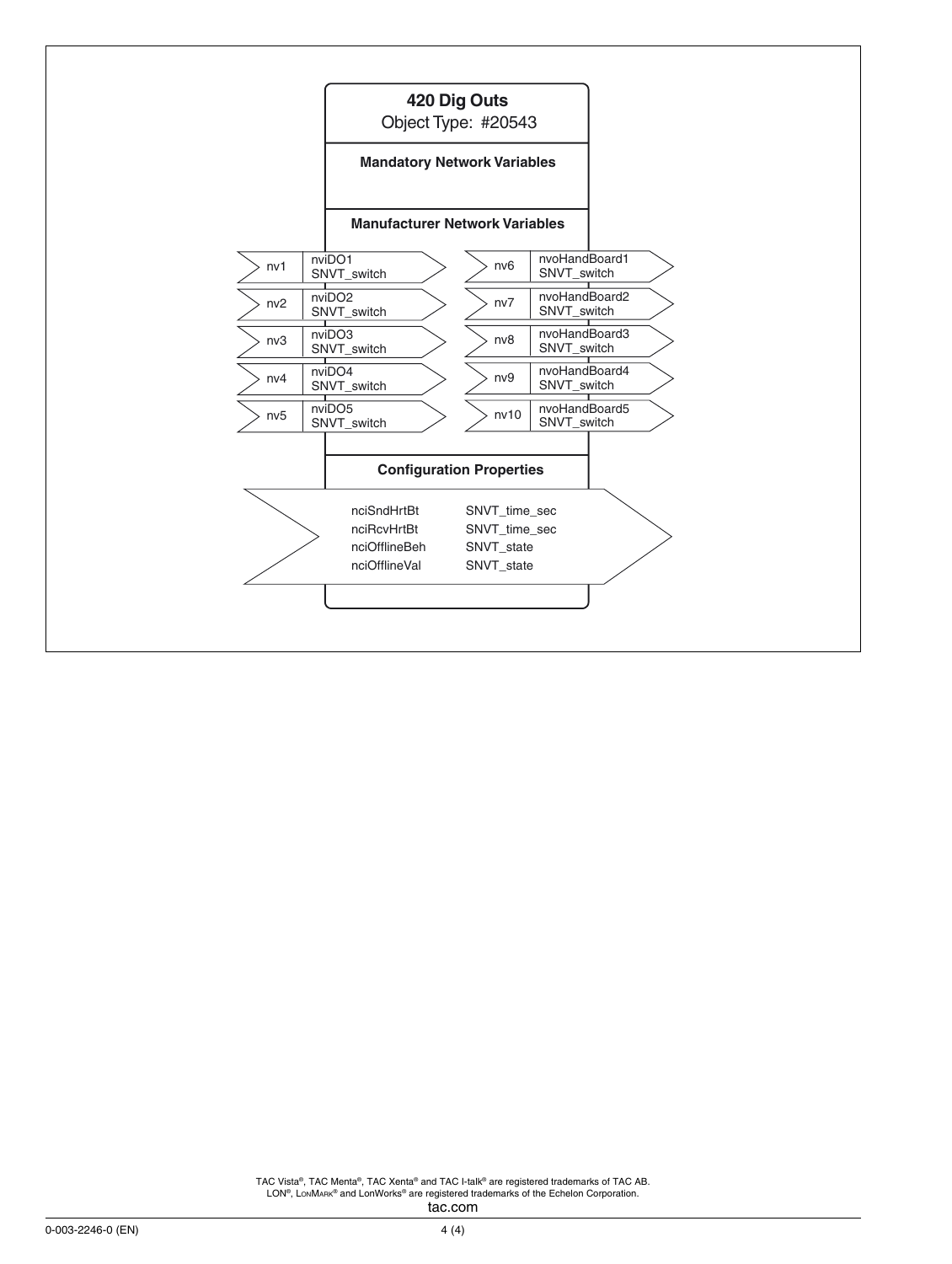## 420 Dig Outs

Object Type: #20543

**Mandatory Network Variables**

**Manufacturer Network Variables**

| | | | |
|---|---|---|---|
| nv1 | nviDO1 SNVT_switch | nv6 | nvoHandBoard1 SNVT_switch |
| nv2 | nviDO2 SNVT_switch | nv7 | nvoHandBoard2 SNVT_switch |
| nv3 | nviDO3 SNVT_switch | nv8 | nvoHandBoard3 SNVT_switch |
| nv4 | nviDO4 SNVT_switch | nv9 | nvoHandBoard4 SNVT_switch |
| nv5 | nviDO5 SNVT_switch | nv10 | nvoHandBoard5 SNVT_switch |

**Configuration Properties**

| | |
|---|---|
| nciSndHrtBt | SNVT_time_sec |
| nciRcvHrtBt | SNVT_time_sec |
| nciOfflineBeh | SNVT_state |
| nciOfflineVal | SNVT_state |

TAC Vista®, TAC Menta®, TAC Xenta® and TAC I-talk® are registered trademarks of TAC AB.
LON®, LonMark® and LonWorks® are registered trademarks of the Echelon Corporation.

tac.com

0-003-2246-0 (EN)